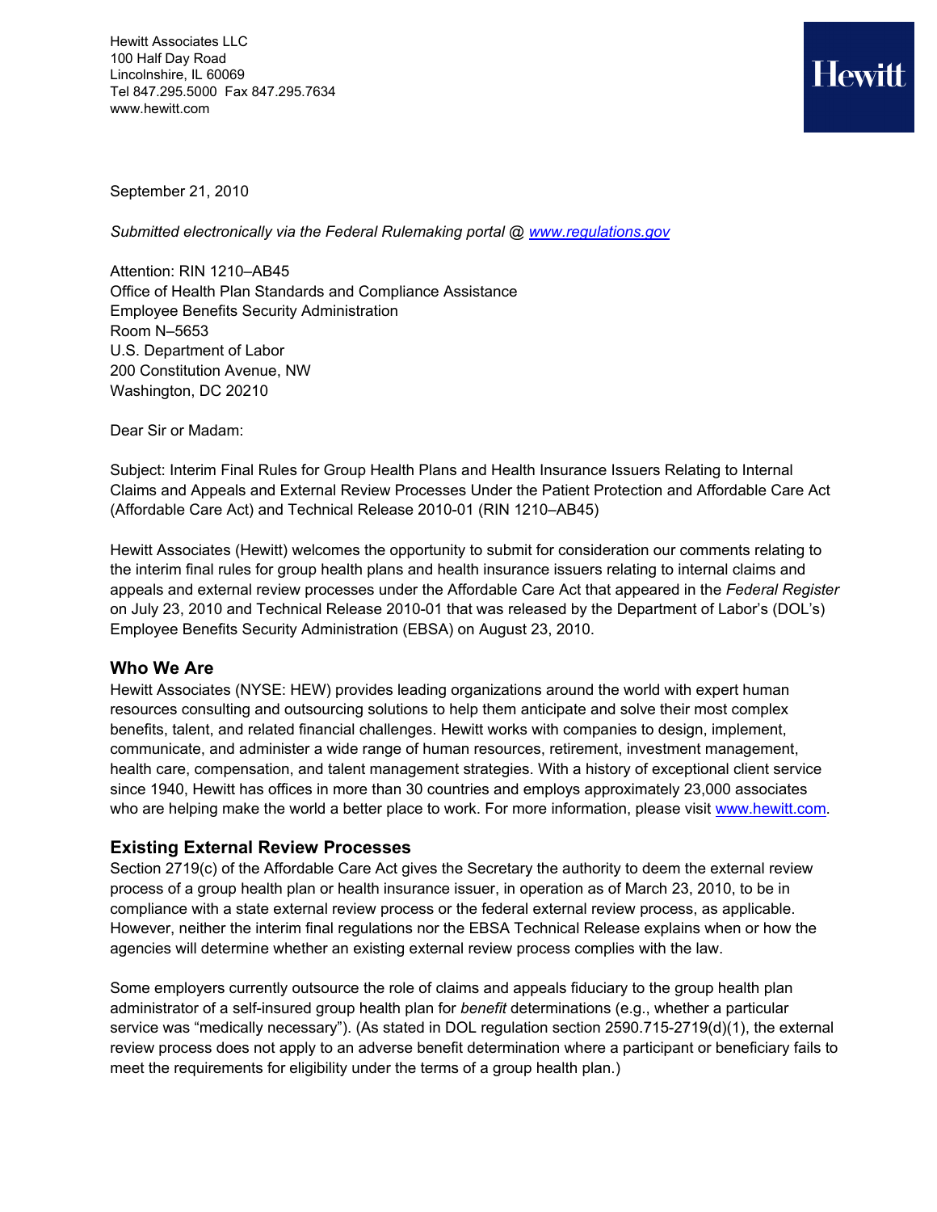Hewitt Associates LLC
100 Half Day Road
Lincolnshire, IL 60069
Tel 847.295.5000 Fax 847.295.7634
www.hewitt.com

**Hewitt**

September 21, 2010

*Submitted electronically via the Federal Rulemaking portal @ [www.regulations.gov](http://www.regulations.gov)*

Attention: RIN 1210–AB45
Office of Health Plan Standards and Compliance Assistance
Employee Benefits Security Administration
Room N–5653
U.S. Department of Labor
200 Constitution Avenue, NW
Washington, DC 20210

Dear Sir or Madam:

Subject: Interim Final Rules for Group Health Plans and Health Insurance Issuers Relating to Internal Claims and Appeals and External Review Processes Under the Patient Protection and Affordable Care Act (Affordable Care Act) and Technical Release 2010-01 (RIN 1210–AB45)

Hewitt Associates (Hewitt) welcomes the opportunity to submit for consideration our comments relating to the interim final rules for group health plans and health insurance issuers relating to internal claims and appeals and external review processes under the Affordable Care Act that appeared in the *Federal Register* on July 23, 2010 and Technical Release 2010-01 that was released by the Department of Labor's (DOL's) Employee Benefits Security Administration (EBSA) on August 23, 2010.

## Who We Are

Hewitt Associates (NYSE: HEW) provides leading organizations around the world with expert human resources consulting and outsourcing solutions to help them anticipate and solve their most complex benefits, talent, and related financial challenges. Hewitt works with companies to design, implement, communicate, and administer a wide range of human resources, retirement, investment management, health care, compensation, and talent management strategies. With a history of exceptional client service since 1940, Hewitt has offices in more than 30 countries and employs approximately 23,000 associates who are helping make the world a better place to work. For more information, please visit [www.hewitt.com](http://www.hewitt.com).

## Existing External Review Processes

Section 2719(c) of the Affordable Care Act gives the Secretary the authority to deem the external review process of a group health plan or health insurance issuer, in operation as of March 23, 2010, to be in compliance with a state external review process or the federal external review process, as applicable. However, neither the interim final regulations nor the EBSA Technical Release explains when or how the agencies will determine whether an existing external review process complies with the law.

Some employers currently outsource the role of claims and appeals fiduciary to the group health plan administrator of a self-insured group health plan for *benefit* determinations (e.g., whether a particular service was "medically necessary"). (As stated in DOL regulation section 2590.715-2719(d)(1), the external review process does not apply to an adverse benefit determination where a participant or beneficiary fails to meet the requirements for eligibility under the terms of a group health plan.)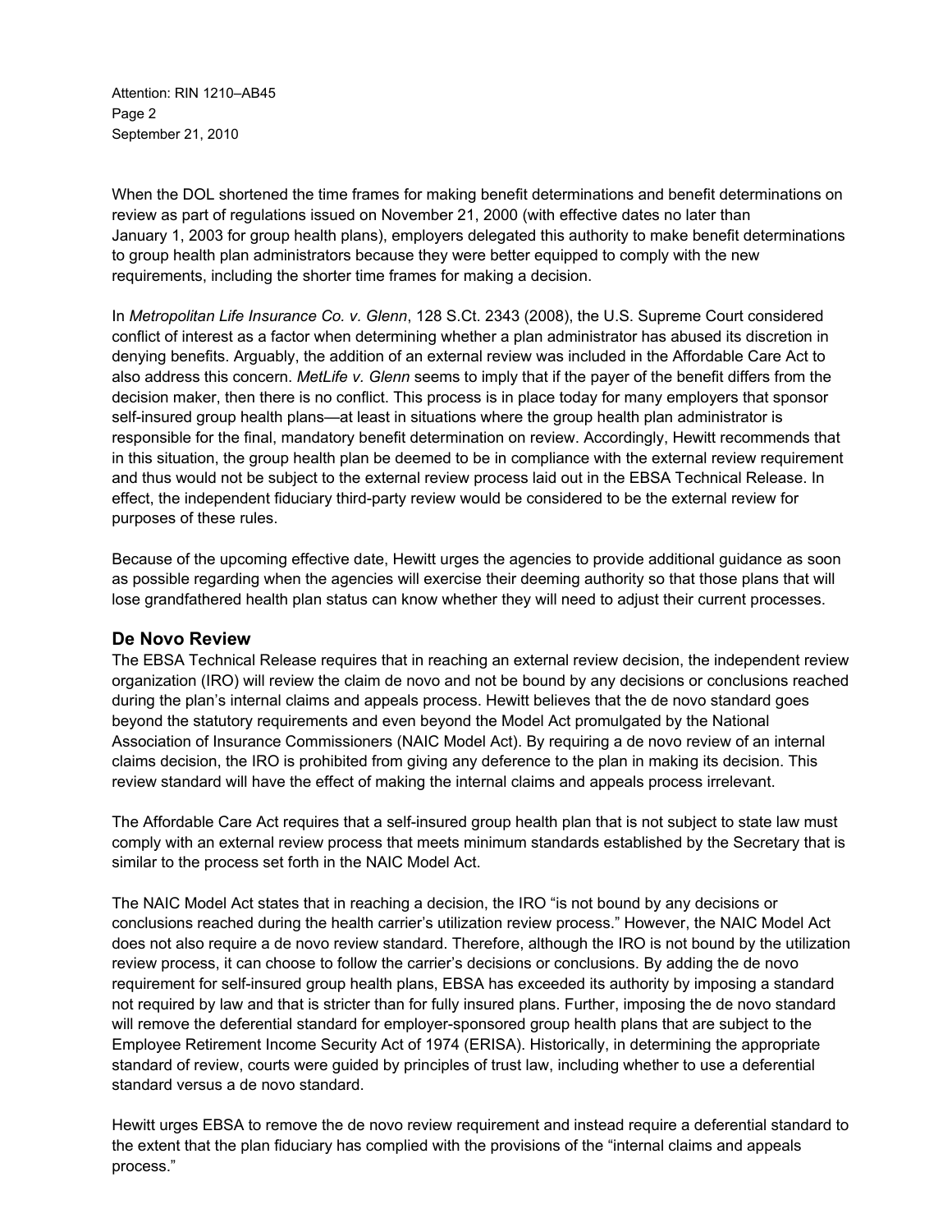When the DOL shortened the time frames for making benefit determinations and benefit determinations on review as part of regulations issued on November 21, 2000 (with effective dates no later than January 1, 2003 for group health plans), employers delegated this authority to make benefit determinations to group health plan administrators because they were better equipped to comply with the new requirements, including the shorter time frames for making a decision.

In *Metropolitan Life Insurance Co. v. Glenn*, 128 S.Ct. 2343 (2008), the U.S. Supreme Court considered conflict of interest as a factor when determining whether a plan administrator has abused its discretion in denying benefits. Arguably, the addition of an external review was included in the Affordable Care Act to also address this concern. *MetLife v. Glenn* seems to imply that if the payer of the benefit differs from the decision maker, then there is no conflict. This process is in place today for many employers that sponsor self-insured group health plans—at least in situations where the group health plan administrator is responsible for the final, mandatory benefit determination on review. Accordingly, Hewitt recommends that in this situation, the group health plan be deemed to be in compliance with the external review requirement and thus would not be subject to the external review process laid out in the EBSA Technical Release. In effect, the independent fiduciary third-party review would be considered to be the external review for purposes of these rules.

Because of the upcoming effective date, Hewitt urges the agencies to provide additional guidance as soon as possible regarding when the agencies will exercise their deeming authority so that those plans that will lose grandfathered health plan status can know whether they will need to adjust their current processes.

## De Novo Review

The EBSA Technical Release requires that in reaching an external review decision, the independent review organization (IRO) will review the claim de novo and not be bound by any decisions or conclusions reached during the plan's internal claims and appeals process. Hewitt believes that the de novo standard goes beyond the statutory requirements and even beyond the Model Act promulgated by the National Association of Insurance Commissioners (NAIC Model Act). By requiring a de novo review of an internal claims decision, the IRO is prohibited from giving any deference to the plan in making its decision. This review standard will have the effect of making the internal claims and appeals process irrelevant.

The Affordable Care Act requires that a self-insured group health plan that is not subject to state law must comply with an external review process that meets minimum standards established by the Secretary that is similar to the process set forth in the NAIC Model Act.

The NAIC Model Act states that in reaching a decision, the IRO "is not bound by any decisions or conclusions reached during the health carrier's utilization review process." However, the NAIC Model Act does not also require a de novo review standard. Therefore, although the IRO is not bound by the utilization review process, it can choose to follow the carrier's decisions or conclusions. By adding the de novo requirement for self-insured group health plans, EBSA has exceeded its authority by imposing a standard not required by law and that is stricter than for fully insured plans. Further, imposing the de novo standard will remove the deferential standard for employer-sponsored group health plans that are subject to the Employee Retirement Income Security Act of 1974 (ERISA). Historically, in determining the appropriate standard of review, courts were guided by principles of trust law, including whether to use a deferential standard versus a de novo standard.

Hewitt urges EBSA to remove the de novo review requirement and instead require a deferential standard to the extent that the plan fiduciary has complied with the provisions of the "internal claims and appeals process."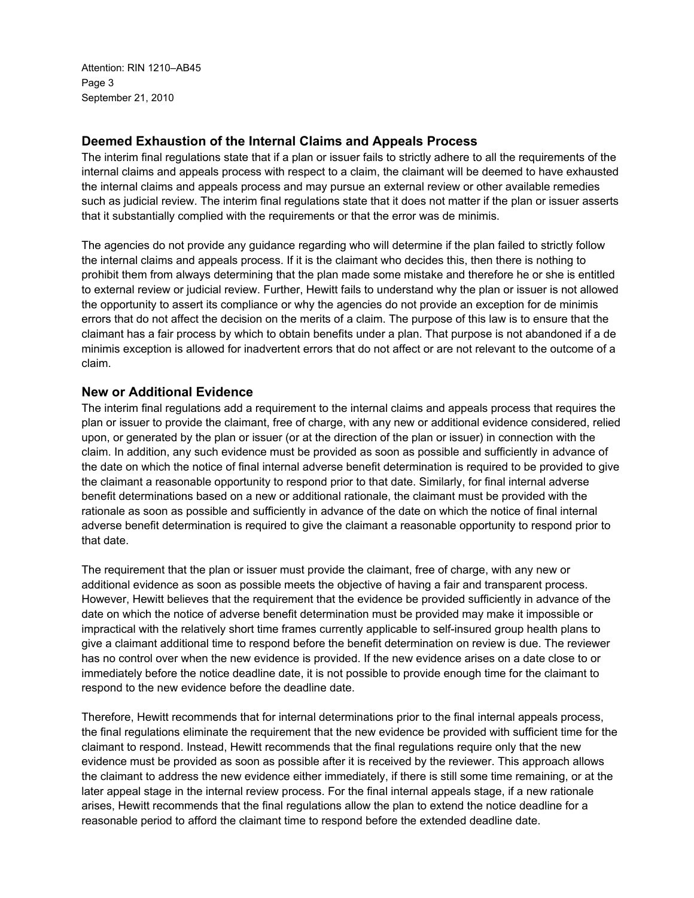## Deemed Exhaustion of the Internal Claims and Appeals Process

The interim final regulations state that if a plan or issuer fails to strictly adhere to all the requirements of the internal claims and appeals process with respect to a claim, the claimant will be deemed to have exhausted the internal claims and appeals process and may pursue an external review or other available remedies such as judicial review. The interim final regulations state that it does not matter if the plan or issuer asserts that it substantially complied with the requirements or that the error was de minimis.

The agencies do not provide any guidance regarding who will determine if the plan failed to strictly follow the internal claims and appeals process. If it is the claimant who decides this, then there is nothing to prohibit them from always determining that the plan made some mistake and therefore he or she is entitled to external review or judicial review. Further, Hewitt fails to understand why the plan or issuer is not allowed the opportunity to assert its compliance or why the agencies do not provide an exception for de minimis errors that do not affect the decision on the merits of a claim. The purpose of this law is to ensure that the claimant has a fair process by which to obtain benefits under a plan. That purpose is not abandoned if a de minimis exception is allowed for inadvertent errors that do not affect or are not relevant to the outcome of a claim.

## New or Additional Evidence

The interim final regulations add a requirement to the internal claims and appeals process that requires the plan or issuer to provide the claimant, free of charge, with any new or additional evidence considered, relied upon, or generated by the plan or issuer (or at the direction of the plan or issuer) in connection with the claim. In addition, any such evidence must be provided as soon as possible and sufficiently in advance of the date on which the notice of final internal adverse benefit determination is required to be provided to give the claimant a reasonable opportunity to respond prior to that date. Similarly, for final internal adverse benefit determinations based on a new or additional rationale, the claimant must be provided with the rationale as soon as possible and sufficiently in advance of the date on which the notice of final internal adverse benefit determination is required to give the claimant a reasonable opportunity to respond prior to that date.

The requirement that the plan or issuer must provide the claimant, free of charge, with any new or additional evidence as soon as possible meets the objective of having a fair and transparent process. However, Hewitt believes that the requirement that the evidence be provided sufficiently in advance of the date on which the notice of adverse benefit determination must be provided may make it impossible or impractical with the relatively short time frames currently applicable to self-insured group health plans to give a claimant additional time to respond before the benefit determination on review is due. The reviewer has no control over when the new evidence is provided. If the new evidence arises on a date close to or immediately before the notice deadline date, it is not possible to provide enough time for the claimant to respond to the new evidence before the deadline date.

Therefore, Hewitt recommends that for internal determinations prior to the final internal appeals process, the final regulations eliminate the requirement that the new evidence be provided with sufficient time for the claimant to respond. Instead, Hewitt recommends that the final regulations require only that the new evidence must be provided as soon as possible after it is received by the reviewer. This approach allows the claimant to address the new evidence either immediately, if there is still some time remaining, or at the later appeal stage in the internal review process. For the final internal appeals stage, if a new rationale arises, Hewitt recommends that the final regulations allow the plan to extend the notice deadline for a reasonable period to afford the claimant time to respond before the extended deadline date.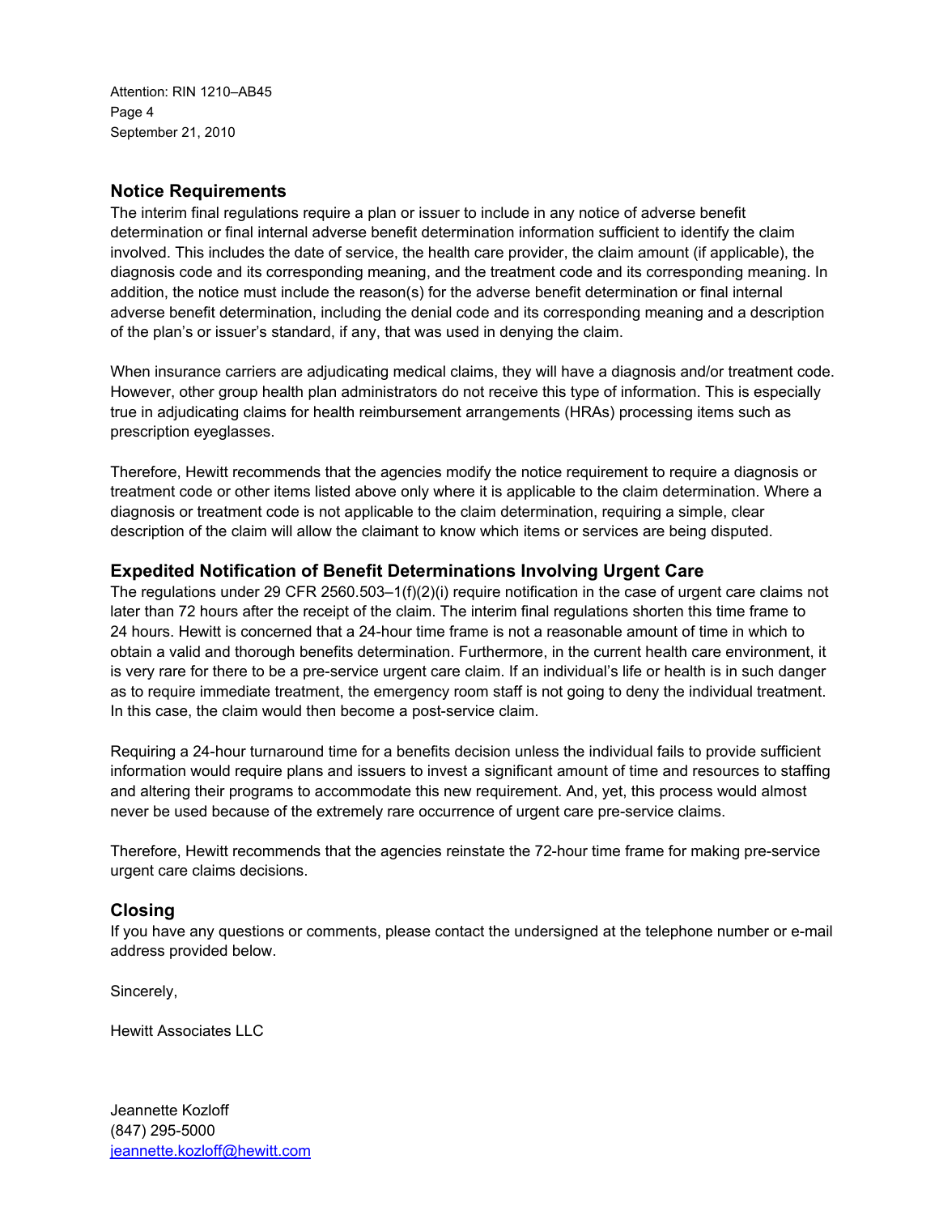## Notice Requirements

The interim final regulations require a plan or issuer to include in any notice of adverse benefit determination or final internal adverse benefit determination information sufficient to identify the claim involved. This includes the date of service, the health care provider, the claim amount (if applicable), the diagnosis code and its corresponding meaning, and the treatment code and its corresponding meaning. In addition, the notice must include the reason(s) for the adverse benefit determination or final internal adverse benefit determination, including the denial code and its corresponding meaning and a description of the plan's or issuer's standard, if any, that was used in denying the claim.

When insurance carriers are adjudicating medical claims, they will have a diagnosis and/or treatment code. However, other group health plan administrators do not receive this type of information. This is especially true in adjudicating claims for health reimbursement arrangements (HRAs) processing items such as prescription eyeglasses.

Therefore, Hewitt recommends that the agencies modify the notice requirement to require a diagnosis or treatment code or other items listed above only where it is applicable to the claim determination. Where a diagnosis or treatment code is not applicable to the claim determination, requiring a simple, clear description of the claim will allow the claimant to know which items or services are being disputed.

## Expedited Notification of Benefit Determinations Involving Urgent Care

The regulations under 29 CFR 2560.503–1(f)(2)(i) require notification in the case of urgent care claims not later than 72 hours after the receipt of the claim. The interim final regulations shorten this time frame to 24 hours. Hewitt is concerned that a 24-hour time frame is not a reasonable amount of time in which to obtain a valid and thorough benefits determination. Furthermore, in the current health care environment, it is very rare for there to be a pre-service urgent care claim. If an individual's life or health is in such danger as to require immediate treatment, the emergency room staff is not going to deny the individual treatment. In this case, the claim would then become a post-service claim.

Requiring a 24-hour turnaround time for a benefits decision unless the individual fails to provide sufficient information would require plans and issuers to invest a significant amount of time and resources to staffing and altering their programs to accommodate this new requirement. And, yet, this process would almost never be used because of the extremely rare occurrence of urgent care pre-service claims.

Therefore, Hewitt recommends that the agencies reinstate the 72-hour time frame for making pre-service urgent care claims decisions.

## Closing

If you have any questions or comments, please contact the undersigned at the telephone number or e-mail address provided below.

Sincerely,

Hewitt Associates LLC

Jeannette Kozloff
(847) 295-5000
jeannette.kozloff@hewitt.com